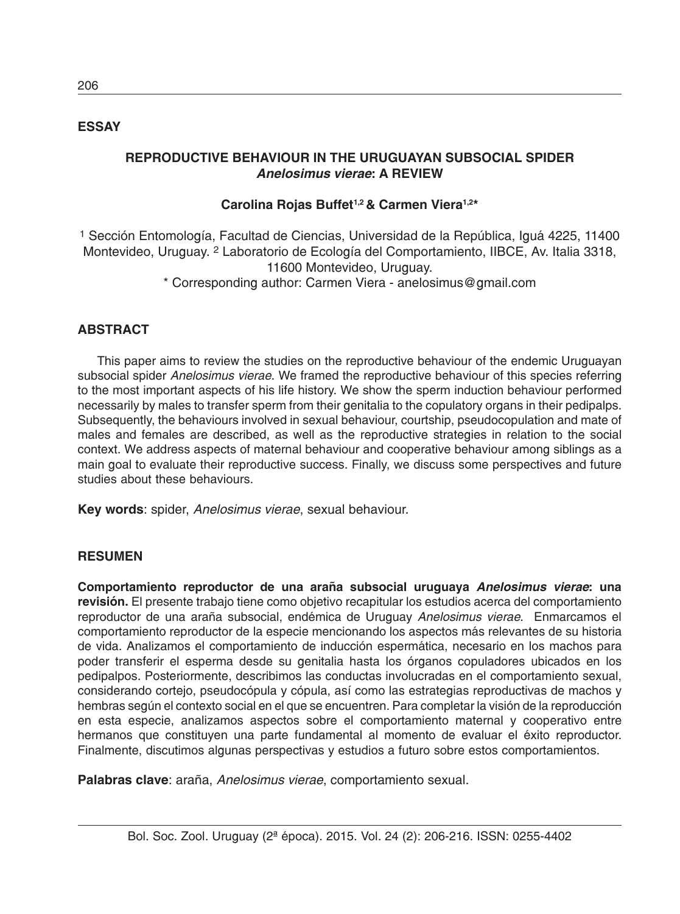**ESSAY**

# REPRODUCTIVE BEHAVIOUR IN THE URUGUAYAN SUBSOCIAL SPIDER *Anelosimus vierae*: A REVIEW

**Carolina Rojas Buffet[1,2] & Carmen Viera[1,2*]**

[1] Sección Entomología, Facultad de Ciencias, Universidad de la República, Iguá 4225, 11400 Montevideo, Uruguay. [2] Laboratorio de Ecología del Comportamiento, IIBCE, Av. Italia 3318, 11600 Montevideo, Uruguay.
\* Corresponding author: Carmen Viera - anelosimus@gmail.com

## ABSTRACT

This paper aims to review the studies on the reproductive behaviour of the endemic Uruguayan subsocial spider *Anelosimus vierae*. We framed the reproductive behaviour of this species referring to the most important aspects of his life history. We show the sperm induction behaviour performed necessarily by males to transfer sperm from their genitalia to the copulatory organs in their pedipalps. Subsequently, the behaviours involved in sexual behaviour, courtship, pseudocopulation and mate of males and females are described, as well as the reproductive strategies in relation to the social context. We address aspects of maternal behaviour and cooperative behaviour among siblings as a main goal to evaluate their reproductive success. Finally, we discuss some perspectives and future studies about these behaviours.

**Key words**: spider, *Anelosimus vierae*, sexual behaviour.

## RESUMEN

**Comportamiento reproductor de una araña subsocial uruguaya *Anelosimus vierae*: una revisión.** El presente trabajo tiene como objetivo recapitular los estudios acerca del comportamiento reproductor de una araña subsocial, endémica de Uruguay *Anelosimus vierae*. Enmarcamos el comportamiento reproductor de la especie mencionando los aspectos más relevantes de su historia de vida. Analizamos el comportamiento de inducción espermática, necesario en los machos para poder transferir el esperma desde su genitalia hasta los órganos copuladores ubicados en los pedipalpos. Posteriormente, describimos las conductas involucradas en el comportamiento sexual, considerando cortejo, pseudocópula y cópula, así como las estrategias reproductivas de machos y hembras según el contexto social en el que se encuentren. Para completar la visión de la reproducción en esta especie, analizamos aspectos sobre el comportamiento maternal y cooperativo entre hermanos que constituyen una parte fundamental al momento de evaluar el éxito reproductor. Finalmente, discutimos algunas perspectivas y estudios a futuro sobre estos comportamientos.

**Palabras clave**: araña, *Anelosimus vierae*, comportamiento sexual.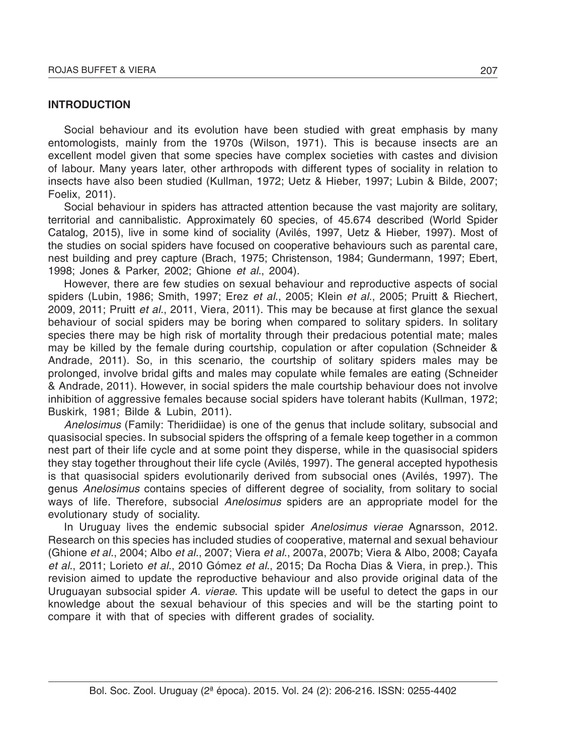## INTRODUCTION

Social behaviour and its evolution have been studied with great emphasis by many entomologists, mainly from the 1970s (Wilson, 1971). This is because insects are an excellent model given that some species have complex societies with castes and division of labour. Many years later, other arthropods with different types of sociality in relation to insects have also been studied (Kullman, 1972; Uetz & Hieber, 1997; Lubin & Bilde, 2007; Foelix, 2011).

Social behaviour in spiders has attracted attention because the vast majority are solitary, territorial and cannibalistic. Approximately 60 species, of 45.674 described (World Spider Catalog, 2015), live in some kind of sociality (Avilés, 1997, Uetz & Hieber, 1997). Most of the studies on social spiders have focused on cooperative behaviours such as parental care, nest building and prey capture (Brach, 1975; Christenson, 1984; Gundermann, 1997; Ebert, 1998; Jones & Parker, 2002; Ghione *et al.*, 2004).

However, there are few studies on sexual behaviour and reproductive aspects of social spiders (Lubin, 1986; Smith, 1997; Erez *et al.*, 2005; Klein *et al.*, 2005; Pruitt & Riechert, 2009, 2011; Pruitt *et al.*, 2011, Viera, 2011). This may be because at first glance the sexual behaviour of social spiders may be boring when compared to solitary spiders. In solitary species there may be high risk of mortality through their predacious potential mate; males may be killed by the female during courtship, copulation or after copulation (Schneider & Andrade, 2011). So, in this scenario, the courtship of solitary spiders males may be prolonged, involve bridal gifts and males may copulate while females are eating (Schneider & Andrade, 2011). However, in social spiders the male courtship behaviour does not involve inhibition of aggressive females because social spiders have tolerant habits (Kullman, 1972; Buskirk, 1981; Bilde & Lubin, 2011).

*Anelosimus* (Family: Theridiidae) is one of the genus that include solitary, subsocial and quasisocial species. In subsocial spiders the offspring of a female keep together in a common nest part of their life cycle and at some point they disperse, while in the quasisocial spiders they stay together throughout their life cycle (Avilés, 1997). The general accepted hypothesis is that quasisocial spiders evolutionarily derived from subsocial ones (Avilés, 1997). The genus *Anelosimus* contains species of different degree of sociality, from solitary to social ways of life. Therefore, subsocial *Anelosimus* spiders are an appropriate model for the evolutionary study of sociality.

In Uruguay lives the endemic subsocial spider *Anelosimus vierae* Agnarsson, 2012. Research on this species has included studies of cooperative, maternal and sexual behaviour (Ghione *et al.*, 2004; Albo *et al.*, 2007; Viera *et al.*, 2007a, 2007b; Viera & Albo, 2008; Cayafa *et al.*, 2011; Lorieto *et al.*, 2010 Gómez *et al.*, 2015; Da Rocha Dias & Viera, in prep.). This revision aimed to update the reproductive behaviour and also provide original data of the Uruguayan subsocial spider *A. vierae*. This update will be useful to detect the gaps in our knowledge about the sexual behaviour of this species and will be the starting point to compare it with that of species with different grades of sociality.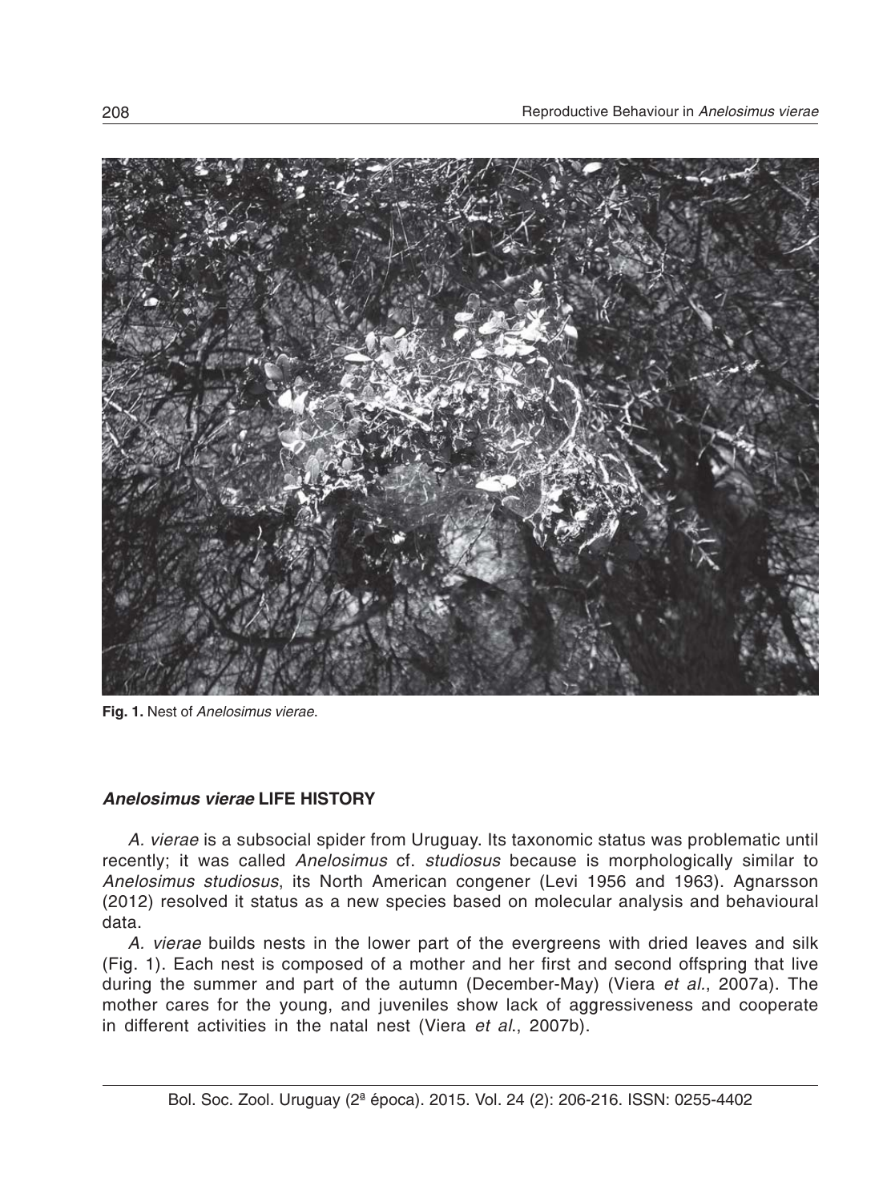**Fig. 1.** Nest of *Anelosimus vierae*.

## *Anelosimus vierae* LIFE HISTORY

*A. vierae* is a subsocial spider from Uruguay. Its taxonomic status was problematic until recently; it was called *Anelosimus* cf. *studiosus* because is morphologically similar to *Anelosimus studiosus*, its North American congener (Levi 1956 and 1963). Agnarsson (2012) resolved it status as a new species based on molecular analysis and behavioural data.

*A. vierae* builds nests in the lower part of the evergreens with dried leaves and silk (Fig. 1). Each nest is composed of a mother and her first and second offspring that live during the summer and part of the autumn (December-May) (Viera *et al*., 2007a). The mother cares for the young, and juveniles show lack of aggressiveness and cooperate in different activities in the natal nest (Viera *et al*., 2007b).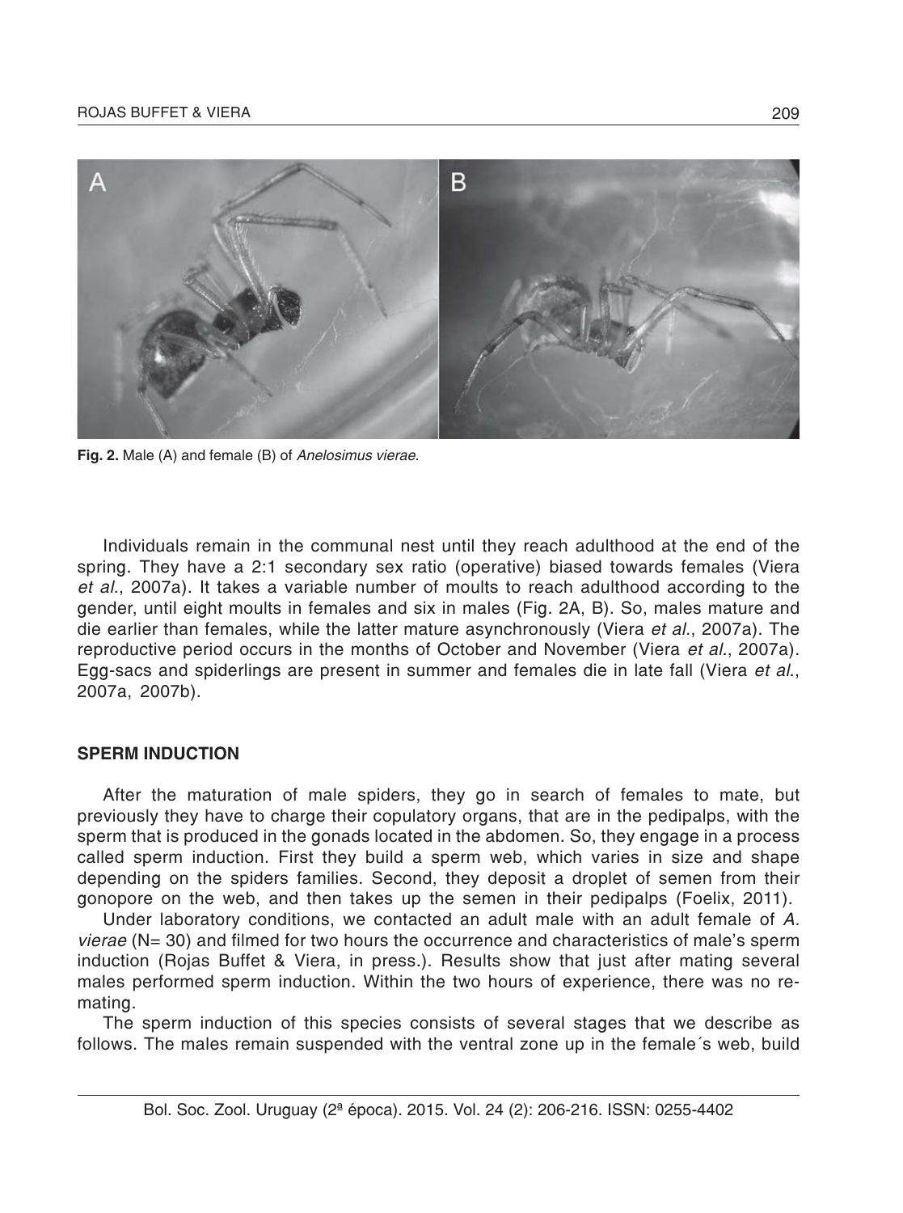**Fig. 2.** Male (A) and female (B) of *Anelosimus vierae*.

Individuals remain in the communal nest until they reach adulthood at the end of the spring. They have a 2:1 secondary sex ratio (operative) biased towards females (Viera *et al.*, 2007a). It takes a variable number of moults to reach adulthood according to the gender, until eight moults in females and six in males (Fig. 2A, B). So, males mature and die earlier than females, while the latter mature asynchronously (Viera *et al.*, 2007a). The reproductive period occurs in the months of October and November (Viera *et al.*, 2007a). Egg-sacs and spiderlings are present in summer and females die in late fall (Viera *et al.*, 2007a, 2007b).

## SPERM INDUCTION

After the maturation of male spiders, they go in search of females to mate, but previously they have to charge their copulatory organs, that are in the pedipalps, with the sperm that is produced in the gonads located in the abdomen. So, they engage in a process called sperm induction. First they build a sperm web, which varies in size and shape depending on the spiders families. Second, they deposit a droplet of semen from their gonopore on the web, and then takes up the semen in their pedipalps (Foelix, 2011).

Under laboratory conditions, we contacted an adult male with an adult female of *A. vierae* (N= 30) and filmed for two hours the occurrence and characteristics of male's sperm induction (Rojas Buffet & Viera, in press.). Results show that just after mating several males performed sperm induction. Within the two hours of experience, there was no re-mating.

The sperm induction of this species consists of several stages that we describe as follows. The males remain suspended with the ventral zone up in the female´s web, build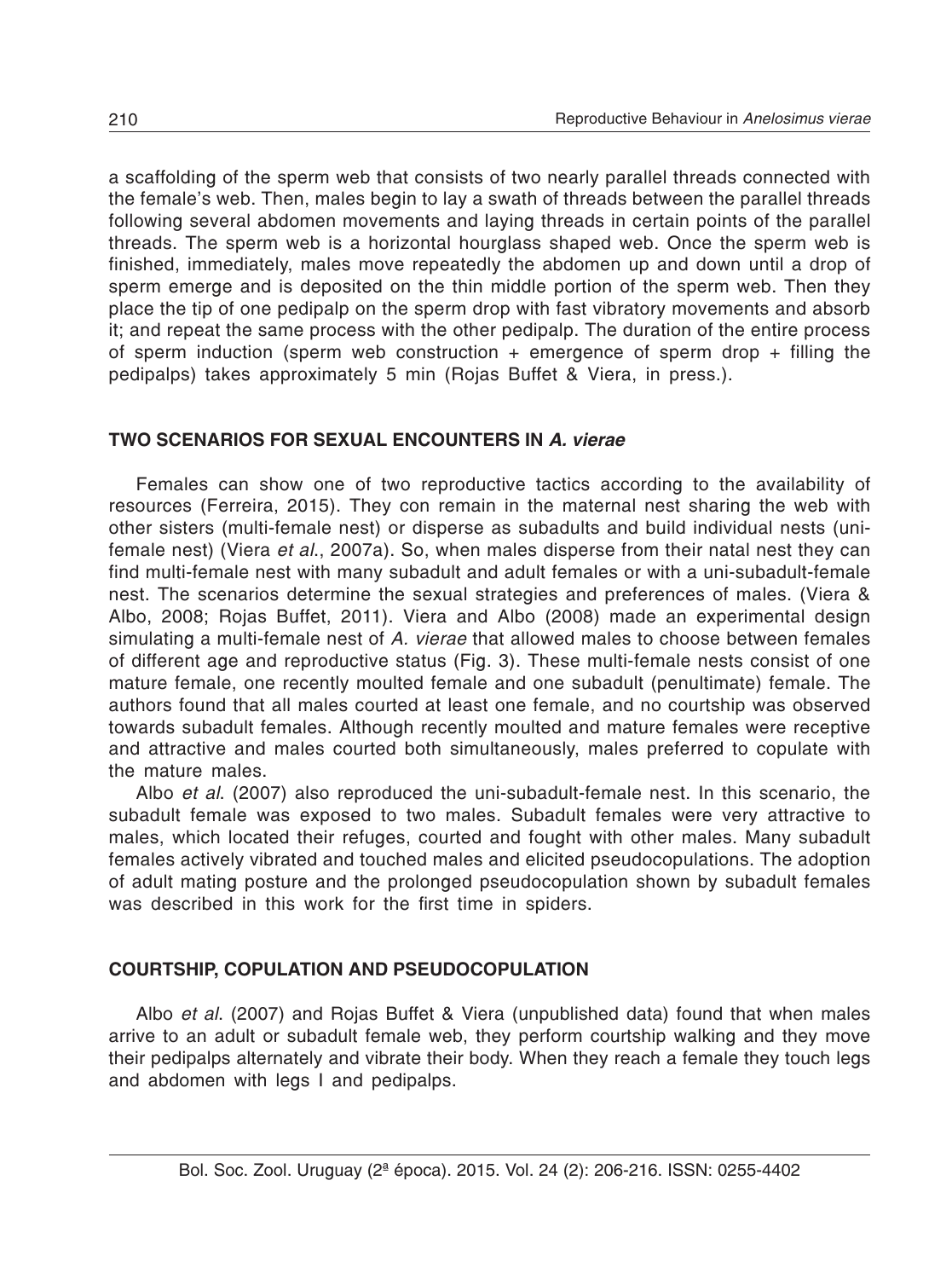a scaffolding of the sperm web that consists of two nearly parallel threads connected with the female's web. Then, males begin to lay a swath of threads between the parallel threads following several abdomen movements and laying threads in certain points of the parallel threads. The sperm web is a horizontal hourglass shaped web. Once the sperm web is finished, immediately, males move repeatedly the abdomen up and down until a drop of sperm emerge and is deposited on the thin middle portion of the sperm web. Then they place the tip of one pedipalp on the sperm drop with fast vibratory movements and absorb it; and repeat the same process with the other pedipalp. The duration of the entire process of sperm induction (sperm web construction + emergence of sperm drop + filling the pedipalps) takes approximately 5 min (Rojas Buffet & Viera, in press.).

## TWO SCENARIOS FOR SEXUAL ENCOUNTERS IN *A. vierae*

Females can show one of two reproductive tactics according to the availability of resources (Ferreira, 2015). They con remain in the maternal nest sharing the web with other sisters (multi-female nest) or disperse as subadults and build individual nests (uni-female nest) (Viera *et al.*, 2007a). So, when males disperse from their natal nest they can find multi-female nest with many subadult and adult females or with a uni-subadult-female nest. The scenarios determine the sexual strategies and preferences of males. (Viera & Albo, 2008; Rojas Buffet, 2011). Viera and Albo (2008) made an experimental design simulating a multi-female nest of *A. vierae* that allowed males to choose between females of different age and reproductive status (Fig. 3). These multi-female nests consist of one mature female, one recently moulted female and one subadult (penultimate) female. The authors found that all males courted at least one female, and no courtship was observed towards subadult females. Although recently moulted and mature females were receptive and attractive and males courted both simultaneously, males preferred to copulate with the mature males.

Albo *et al.* (2007) also reproduced the uni-subadult-female nest. In this scenario, the subadult female was exposed to two males. Subadult females were very attractive to males, which located their refuges, courted and fought with other males. Many subadult females actively vibrated and touched males and elicited pseudocopulations. The adoption of adult mating posture and the prolonged pseudocopulation shown by subadult females was described in this work for the first time in spiders.

## COURTSHIP, COPULATION AND PSEUDOCOPULATION

Albo *et al.* (2007) and Rojas Buffet & Viera (unpublished data) found that when males arrive to an adult or subadult female web, they perform courtship walking and they move their pedipalps alternately and vibrate their body. When they reach a female they touch legs and abdomen with legs I and pedipalps.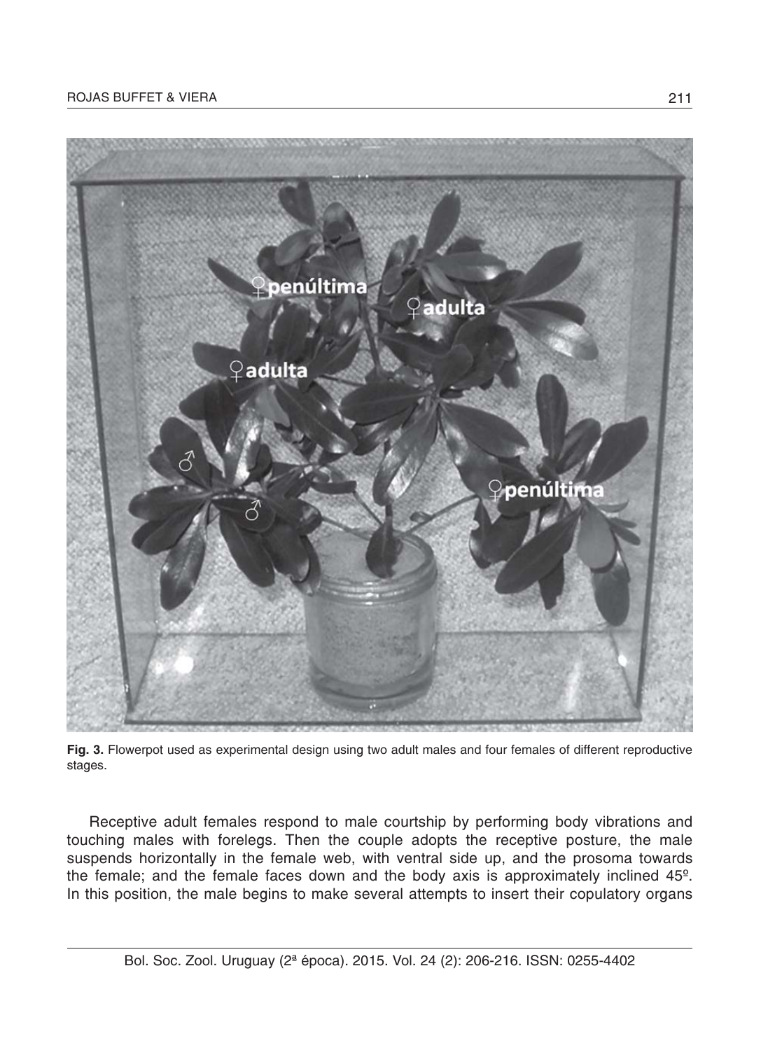**Fig. 3.** Flowerpot used as experimental design using two adult males and four females of different reproductive stages.

Receptive adult females respond to male courtship by performing body vibrations and touching males with forelegs. Then the couple adopts the receptive posture, the male suspends horizontally in the female web, with ventral side up, and the prosoma towards the female; and the female faces down and the body axis is approximately inclined 45º. In this position, the male begins to make several attempts to insert their copulatory organs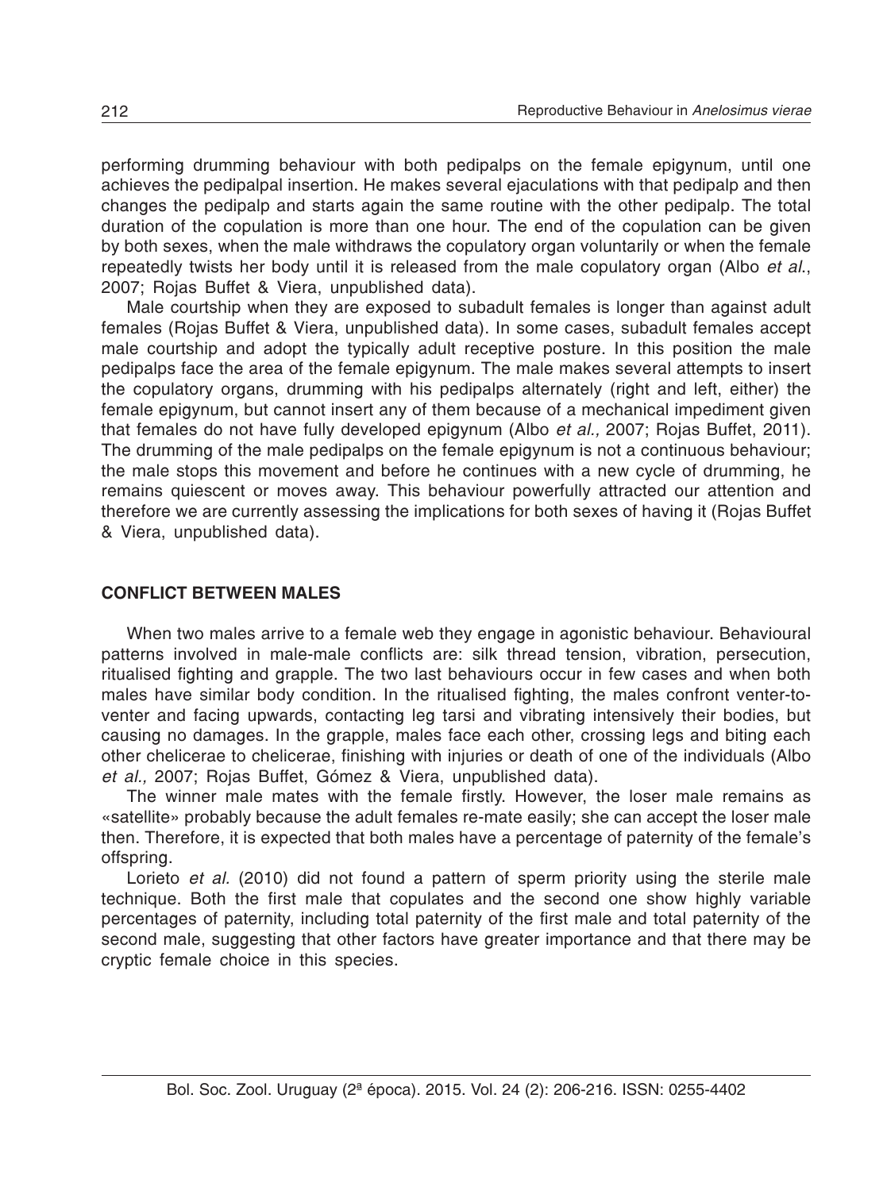performing drumming behaviour with both pedipalps on the female epigynum, until one achieves the pedipalpal insertion. He makes several ejaculations with that pedipalp and then changes the pedipalp and starts again the same routine with the other pedipalp. The total duration of the copulation is more than one hour. The end of the copulation can be given by both sexes, when the male withdraws the copulatory organ voluntarily or when the female repeatedly twists her body until it is released from the male copulatory organ (Albo *et al*., 2007; Rojas Buffet & Viera, unpublished data).

Male courtship when they are exposed to subadult females is longer than against adult females (Rojas Buffet & Viera, unpublished data). In some cases, subadult females accept male courtship and adopt the typically adult receptive posture. In this position the male pedipalps face the area of the female epigynum. The male makes several attempts to insert the copulatory organs, drumming with his pedipalps alternately (right and left, either) the female epigynum, but cannot insert any of them because of a mechanical impediment given that females do not have fully developed epigynum (Albo *et al.,* 2007; Rojas Buffet, 2011). The drumming of the male pedipalps on the female epigynum is not a continuous behaviour; the male stops this movement and before he continues with a new cycle of drumming, he remains quiescent or moves away. This behaviour powerfully attracted our attention and therefore we are currently assessing the implications for both sexes of having it (Rojas Buffet & Viera, unpublished data).

## CONFLICT BETWEEN MALES

When two males arrive to a female web they engage in agonistic behaviour. Behavioural patterns involved in male-male conflicts are: silk thread tension, vibration, persecution, ritualised fighting and grapple. The two last behaviours occur in few cases and when both males have similar body condition. In the ritualised fighting, the males confront venter-to-venter and facing upwards, contacting leg tarsi and vibrating intensively their bodies, but causing no damages. In the grapple, males face each other, crossing legs and biting each other chelicerae to chelicerae, finishing with injuries or death of one of the individuals (Albo *et al.,* 2007; Rojas Buffet, Gómez & Viera, unpublished data).

The winner male mates with the female firstly. However, the loser male remains as «satellite» probably because the adult females re-mate easily; she can accept the loser male then. Therefore, it is expected that both males have a percentage of paternity of the female's offspring.

Lorieto *et al.* (2010) did not found a pattern of sperm priority using the sterile male technique. Both the first male that copulates and the second one show highly variable percentages of paternity, including total paternity of the first male and total paternity of the second male, suggesting that other factors have greater importance and that there may be cryptic female choice in this species.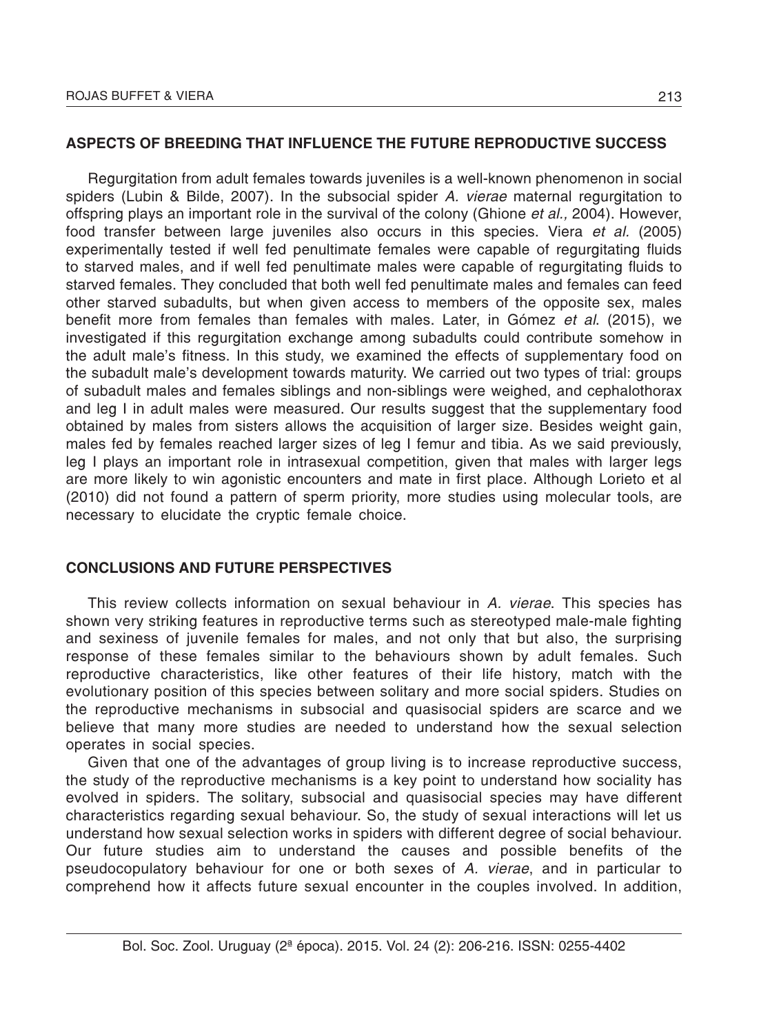## ASPECTS OF BREEDING THAT INFLUENCE THE FUTURE REPRODUCTIVE SUCCESS

Regurgitation from adult females towards juveniles is a well-known phenomenon in social spiders (Lubin & Bilde, 2007). In the subsocial spider *A. vierae* maternal regurgitation to offspring plays an important role in the survival of the colony (Ghione *et al.,* 2004). However, food transfer between large juveniles also occurs in this species. Viera *et al.* (2005) experimentally tested if well fed penultimate females were capable of regurgitating fluids to starved males, and if well fed penultimate males were capable of regurgitating fluids to starved females. They concluded that both well fed penultimate males and females can feed other starved subadults, but when given access to members of the opposite sex, males benefit more from females than females with males. Later, in Gómez *et al*. (2015), we investigated if this regurgitation exchange among subadults could contribute somehow in the adult male's fitness. In this study, we examined the effects of supplementary food on the subadult male's development towards maturity. We carried out two types of trial: groups of subadult males and females siblings and non-siblings were weighed, and cephalothorax and leg I in adult males were measured. Our results suggest that the supplementary food obtained by males from sisters allows the acquisition of larger size. Besides weight gain, males fed by females reached larger sizes of leg I femur and tibia. As we said previously, leg I plays an important role in intrasexual competition, given that males with larger legs are more likely to win agonistic encounters and mate in first place. Although Lorieto et al (2010) did not found a pattern of sperm priority, more studies using molecular tools, are necessary to elucidate the cryptic female choice.

## CONCLUSIONS AND FUTURE PERSPECTIVES

This review collects information on sexual behaviour in *A. vierae*. This species has shown very striking features in reproductive terms such as stereotyped male-male fighting and sexiness of juvenile females for males, and not only that but also, the surprising response of these females similar to the behaviours shown by adult females. Such reproductive characteristics, like other features of their life history, match with the evolutionary position of this species between solitary and more social spiders. Studies on the reproductive mechanisms in subsocial and quasisocial spiders are scarce and we believe that many more studies are needed to understand how the sexual selection operates in social species.

Given that one of the advantages of group living is to increase reproductive success, the study of the reproductive mechanisms is a key point to understand how sociality has evolved in spiders. The solitary, subsocial and quasisocial species may have different characteristics regarding sexual behaviour. So, the study of sexual interactions will let us understand how sexual selection works in spiders with different degree of social behaviour. Our future studies aim to understand the causes and possible benefits of the pseudocopulatory behaviour for one or both sexes of *A. vierae*, and in particular to comprehend how it affects future sexual encounter in the couples involved. In addition,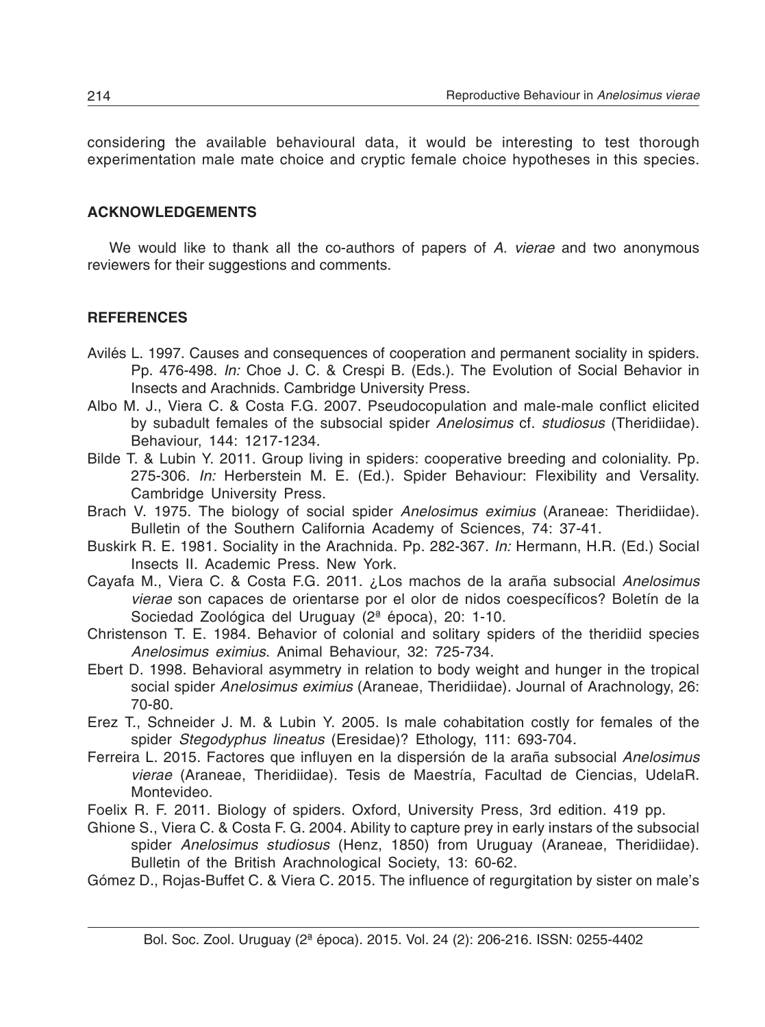considering the available behavioural data, it would be interesting to test thorough experimentation male mate choice and cryptic female choice hypotheses in this species.

## ACKNOWLEDGEMENTS

We would like to thank all the co-authors of papers of *A. vierae* and two anonymous reviewers for their suggestions and comments.

## REFERENCES

Avilés L. 1997. Causes and consequences of cooperation and permanent sociality in spiders. Pp. 476-498. *In:* Choe J. C. & Crespi B. (Eds.). The Evolution of Social Behavior in Insects and Arachnids. Cambridge University Press.

Albo M. J., Viera C. & Costa F.G. 2007. Pseudocopulation and male-male conflict elicited by subadult females of the subsocial spider *Anelosimus* cf. *studiosus* (Theridiidae). Behaviour, 144: 1217-1234.

Bilde T. & Lubin Y. 2011. Group living in spiders: cooperative breeding and coloniality. Pp. 275-306. *In:* Herberstein M. E. (Ed.). Spider Behaviour: Flexibility and Versality. Cambridge University Press.

Brach V. 1975. The biology of social spider *Anelosimus eximius* (Araneae: Theridiidae). Bulletin of the Southern California Academy of Sciences, 74: 37-41.

Buskirk R. E. 1981. Sociality in the Arachnida. Pp. 282-367. *In:* Hermann, H.R. (Ed.) Social Insects II. Academic Press. New York.

Cayafa M., Viera C. & Costa F.G. 2011. ¿Los machos de la araña subsocial *Anelosimus vierae* son capaces de orientarse por el olor de nidos coespecíficos? Boletín de la Sociedad Zoológica del Uruguay (2ª época), 20: 1-10.

Christenson T. E. 1984. Behavior of colonial and solitary spiders of the theridiid species *Anelosimus eximius*. Animal Behaviour, 32: 725-734.

Ebert D. 1998. Behavioral asymmetry in relation to body weight and hunger in the tropical social spider *Anelosimus eximius* (Araneae, Theridiidae). Journal of Arachnology, 26: 70-80.

Erez T., Schneider J. M. & Lubin Y. 2005. Is male cohabitation costly for females of the spider *Stegodyphus lineatus* (Eresidae)? Ethology, 111: 693-704.

Ferreira L. 2015. Factores que influyen en la dispersión de la araña subsocial *Anelosimus vierae* (Araneae, Theridiidae). Tesis de Maestría, Facultad de Ciencias, UdelaR. Montevideo.

Foelix R. F. 2011. Biology of spiders. Oxford, University Press, 3rd edition. 419 pp.

Ghione S., Viera C. & Costa F. G. 2004. Ability to capture prey in early instars of the subsocial spider *Anelosimus studiosus* (Henz, 1850) from Uruguay (Araneae, Theridiidae). Bulletin of the British Arachnological Society, 13: 60-62.

Gómez D., Rojas-Buffet C. & Viera C. 2015. The influence of regurgitation by sister on male's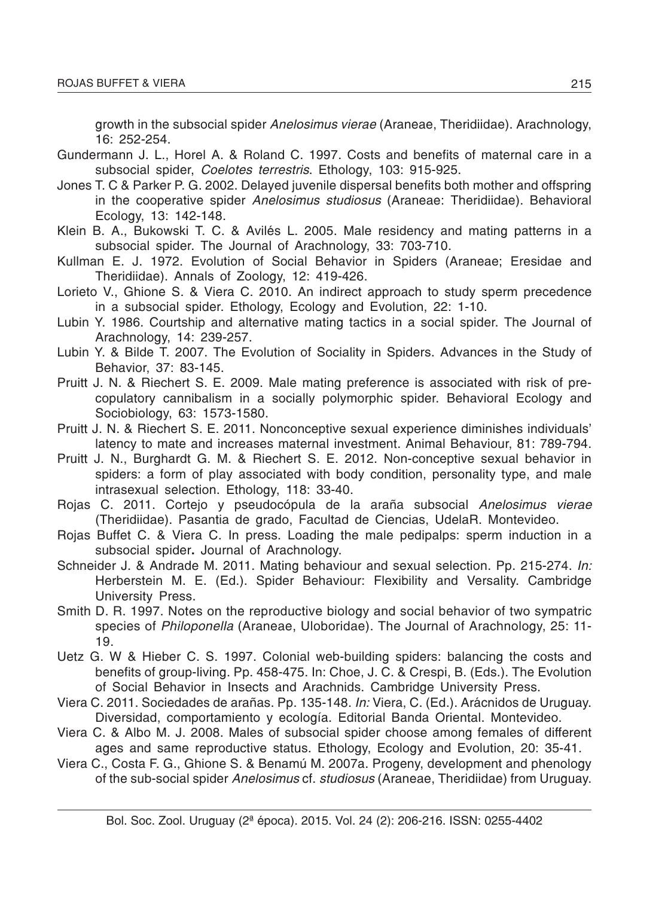growth in the subsocial spider *Anelosimus vierae* (Araneae, Theridiidae). Arachnology, 16: 252-254.

Gundermann J. L., Horel A. & Roland C. 1997. Costs and benefits of maternal care in a subsocial spider, *Coelotes terrestris*. Ethology, 103: 915-925.

Jones T. C & Parker P. G. 2002. Delayed juvenile dispersal benefits both mother and offspring in the cooperative spider *Anelosimus studiosus* (Araneae: Theridiidae). Behavioral Ecology, 13: 142-148.

Klein B. A., Bukowski T. C. & Avilés L. 2005. Male residency and mating patterns in a subsocial spider. The Journal of Arachnology, 33: 703-710.

Kullman E. J. 1972. Evolution of Social Behavior in Spiders (Araneae; Eresidae and Theridiidae). Annals of Zoology, 12: 419-426.

Lorieto V., Ghione S. & Viera C. 2010. An indirect approach to study sperm precedence in a subsocial spider. Ethology, Ecology and Evolution, 22: 1-10.

Lubin Y. 1986. Courtship and alternative mating tactics in a social spider. The Journal of Arachnology, 14: 239-257.

Lubin Y. & Bilde T. 2007. The Evolution of Sociality in Spiders. Advances in the Study of Behavior, 37: 83-145.

Pruitt J. N. & Riechert S. E. 2009. Male mating preference is associated with risk of pre-copulatory cannibalism in a socially polymorphic spider. Behavioral Ecology and Sociobiology, 63: 1573-1580.

Pruitt J. N. & Riechert S. E. 2011. Nonconceptive sexual experience diminishes individuals' latency to mate and increases maternal investment. Animal Behaviour, 81: 789-794.

Pruitt J. N., Burghardt G. M. & Riechert S. E. 2012. Non-conceptive sexual behavior in spiders: a form of play associated with body condition, personality type, and male intrasexual selection. Ethology, 118: 33-40.

Rojas C. 2011. Cortejo y pseudocópula de la araña subsocial *Anelosimus vierae* (Theridiidae). Pasantia de grado, Facultad de Ciencias, UdelaR. Montevideo.

Rojas Buffet C. & Viera C. In press. Loading the male pedipalps: sperm induction in a subsocial spider**.** Journal of Arachnology.

Schneider J. & Andrade M. 2011. Mating behaviour and sexual selection. Pp. 215-274. *In:* Herberstein M. E. (Ed.). Spider Behaviour: Flexibility and Versality. Cambridge University Press.

Smith D. R. 1997. Notes on the reproductive biology and social behavior of two sympatric species of *Philoponella* (Araneae, Uloboridae). The Journal of Arachnology, 25: 11-19.

Uetz G. W & Hieber C. S. 1997. Colonial web-building spiders: balancing the costs and benefits of group-living. Pp. 458-475. In: Choe, J. C. & Crespi, B. (Eds.). The Evolution of Social Behavior in Insects and Arachnids. Cambridge University Press.

Viera C. 2011. Sociedades de arañas. Pp. 135-148. *In:* Viera, C. (Ed.). Arácnidos de Uruguay. Diversidad, comportamiento y ecología. Editorial Banda Oriental. Montevideo.

Viera C. & Albo M. J. 2008. Males of subsocial spider choose among females of different ages and same reproductive status. Ethology, Ecology and Evolution, 20: 35-41.

Viera C., Costa F. G., Ghione S. & Benamú M. 2007a. Progeny, development and phenology of the sub-social spider *Anelosimus* cf. *studiosus* (Araneae, Theridiidae) from Uruguay.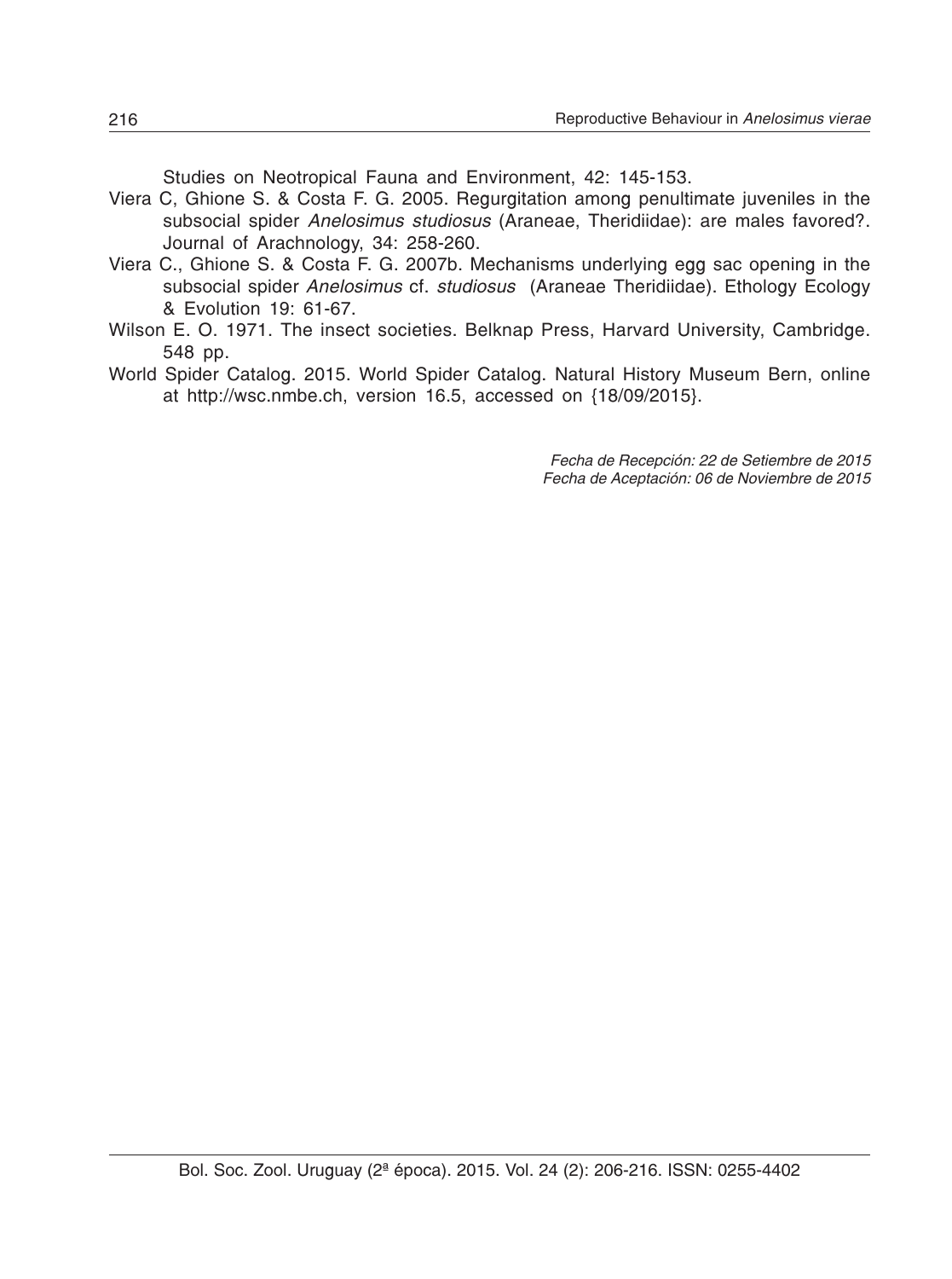Studies on Neotropical Fauna and Environment, 42: 145-153.

Viera C, Ghione S. & Costa F. G. 2005. Regurgitation among penultimate juveniles in the subsocial spider *Anelosimus studiosus* (Araneae, Theridiidae): are males favored?. Journal of Arachnology, 34: 258-260.

Viera C., Ghione S. & Costa F. G. 2007b. Mechanisms underlying egg sac opening in the subsocial spider *Anelosimus* cf. *studiosus* (Araneae Theridiidae). Ethology Ecology & Evolution 19: 61-67.

Wilson E. O. 1971. The insect societies. Belknap Press, Harvard University, Cambridge. 548 pp.

World Spider Catalog. 2015. World Spider Catalog. Natural History Museum Bern, online at http://wsc.nmbe.ch, version 16.5, accessed on {18/09/2015}.

*Fecha de Recepción: 22 de Setiembre de 2015*
*Fecha de Aceptación: 06 de Noviembre de 2015*